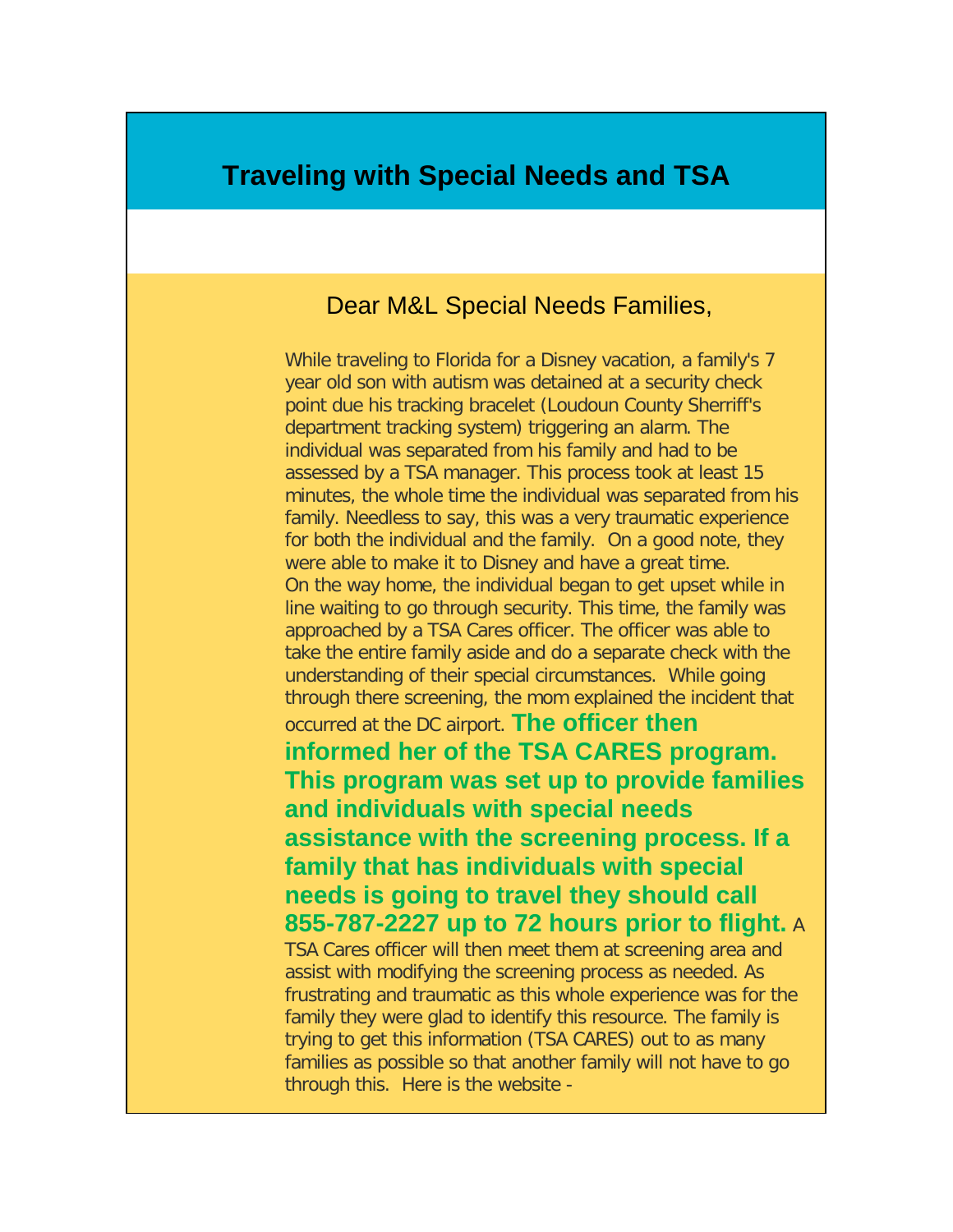# Traveling with Special Needs and TSA

Dear M&L Special Needs Families,

While traveling to Florida for a Disney vacation, a family's 7 year old son with autism was detained at a security check point due his tracking bracelet (Loudoun County Sherriff's department tracking system) triggering an alarm. The individual was separated from his family and had to be assessed by a TSA manager. This process took at least 15 minutes, the whole time the individual was separated from his family. Needless to say, this was a very traumatic experience for both the individual and the family. On a good note, they were able to make it to Disney and have a great time.
On the way home, the individual began to get upset while in line waiting to go through security. This time, the family was approached by a TSA Cares officer. The officer was able to take the entire family aside and do a separate check with the understanding of their special circumstances. While going through there screening, the mom explained the incident that occurred at the DC airport. **The officer then informed her of the TSA CARES program. This program was set up to provide families and individuals with special needs assistance with the screening process. If a family that has individuals with special needs is going to travel they should call 855-787-2227 up to 72 hours prior to flight.** A TSA Cares officer will then meet them at screening area and assist with modifying the screening process as needed. As frustrating and traumatic as this whole experience was for the family they were glad to identify this resource. The family is trying to get this information (TSA CARES) out to as many families as possible so that another family will not have to go through this. Here is the website -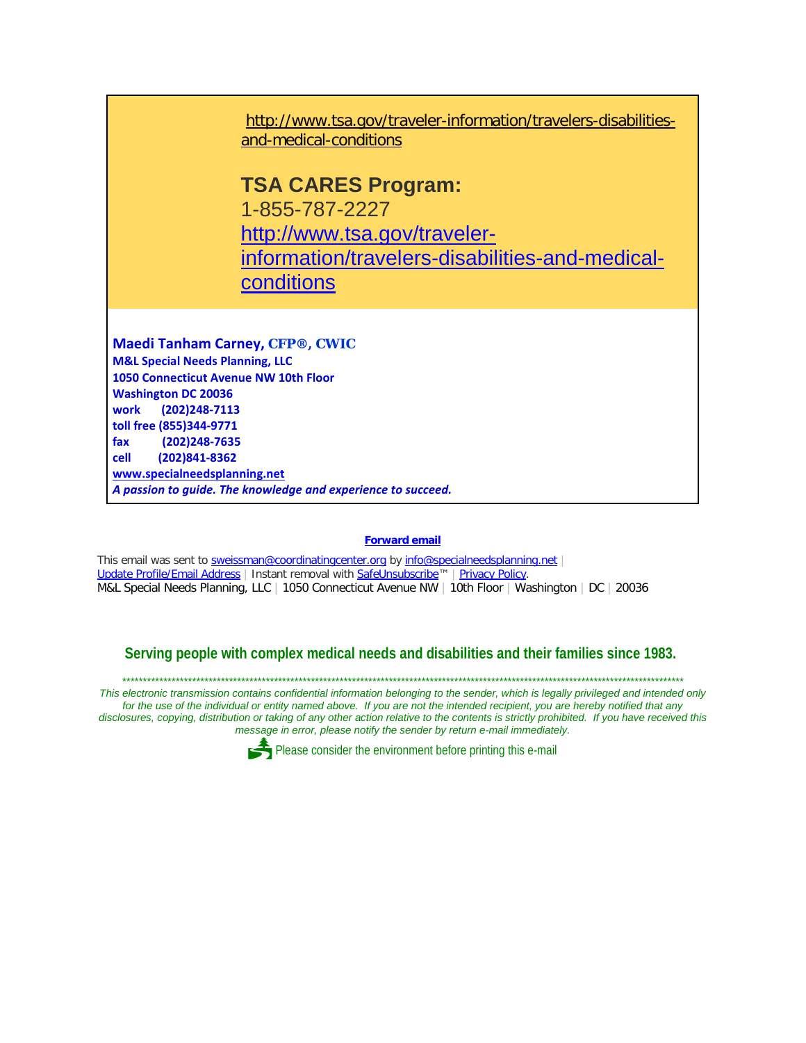http://www.tsa.gov/traveler-information/travelers-disabilities-and-medical-conditions

**TSA CARES Program:**

1-855-787-2227

http://www.tsa.gov/traveler-information/travelers-disabilities-and-medical-conditions

**Maedi Tanham Carney, CFP®, CWIC**
**M&L Special Needs Planning, LLC**
**1050 Connecticut Avenue NW 10th Floor**
**Washington DC 20036**
**work (202)248-7113**
**toll free (855)344-9771**
**fax (202)248-7635**
**cell (202)841-8362**
**www.specialneedsplanning.net**
***A passion to guide. The knowledge and experience to succeed.***

**Forward email**

This email was sent to sweissman@coordinatingcenter.org by info@specialneedsplanning.net | Update Profile/Email Address | Instant removal with SafeUnsubscribe™ | Privacy Policy.
M&L Special Needs Planning, LLC | 1050 Connecticut Avenue NW | 10th Floor | Washington | DC | 20036

**Serving people with complex medical needs and disabilities and their families since 1983.**

*\*\*\*\*\*\*\*\*\*\*\*\*\*\*\*\*\*\*\*\*\*\*\*\*\*\*\*\*\*\*\*\*\*\*\*\*\*\*\*\*\*\*\*\*\*\*\*\*\*\*\*\*\*\*\*\*\*\*\*\*\*\*\*\*\*\*\*\*\*\*\*\*\*\*\*\*\*\*\*\*\*\*\*\*\*\*\*\*\*\*\*\*\*\*\*\*\*\*\*\*\*\*\*\*\*\*\*\*\*\*\*\*\*\*\*\*\*\*\*\*\*\*\*\*\*\*\*\*\*\*\*\*\*\*\*\*\*\**
*This electronic transmission contains confidential information belonging to the sender, which is legally privileged and intended only for the use of the individual or entity named above. If you are not the intended recipient, you are hereby notified that any disclosures, copying, distribution or taking of any other action relative to the contents is strictly prohibited. If you have received this message in error, please notify the sender by return e-mail immediately.*

Please consider the environment before printing this e-mail